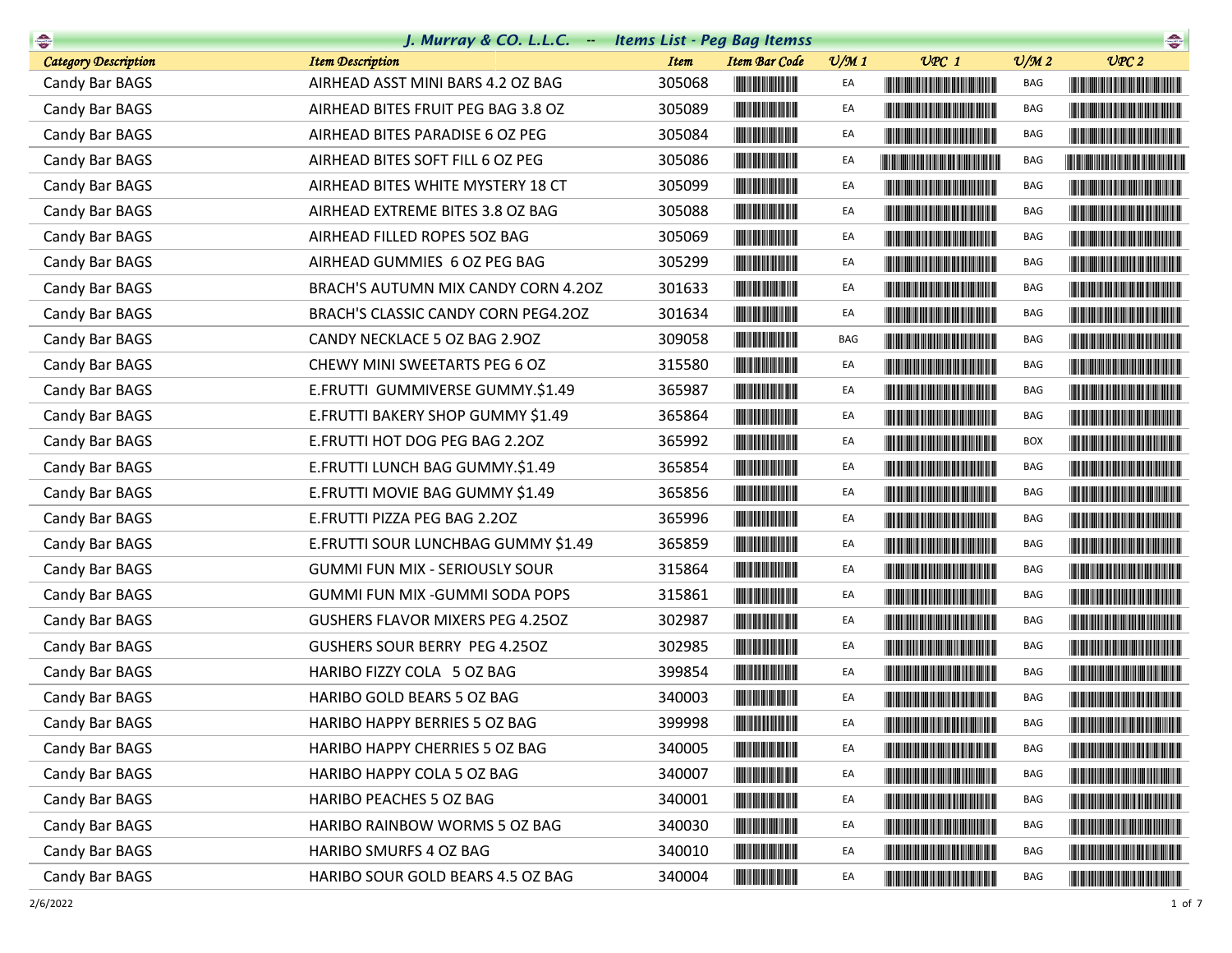# J. Murray & CO. L.L.C. -- Items List - Peg Bag Itemss

| Category Description | Item Description | Item | Item Bar Code | U/M 1 | UPC 1 | U/M 2 | UPC 2 |
|---|---|---|---|---|---|---|---|
| Candy Bar BAGS | AIRHEAD ASST MINI BARS 4.2 OZ BAG | 305068 | | EA | | BAG | |
| Candy Bar BAGS | AIRHEAD BITES FRUIT PEG BAG 3.8 OZ | 305089 | | EA | | BAG | |
| Candy Bar BAGS | AIRHEAD BITES PARADISE 6 OZ PEG | 305084 | | EA | | BAG | |
| Candy Bar BAGS | AIRHEAD BITES SOFT FILL 6 OZ PEG | 305086 | | EA | | BAG | |
| Candy Bar BAGS | AIRHEAD BITES WHITE MYSTERY 18 CT | 305099 | | EA | | BAG | |
| Candy Bar BAGS | AIRHEAD EXTREME BITES 3.8 OZ BAG | 305088 | | EA | | BAG | |
| Candy Bar BAGS | AIRHEAD FILLED ROPES 5OZ BAG | 305069 | | EA | | BAG | |
| Candy Bar BAGS | AIRHEAD GUMMIES 6 OZ PEG BAG | 305299 | | EA | | BAG | |
| Candy Bar BAGS | BRACH'S AUTUMN MIX CANDY CORN 4.2OZ | 301633 | | EA | | BAG | |
| Candy Bar BAGS | BRACH'S CLASSIC CANDY CORN PEG4.2OZ | 301634 | | EA | | BAG | |
| Candy Bar BAGS | CANDY NECKLACE 5 OZ BAG 2.9OZ | 309058 | | BAG | | BAG | |
| Candy Bar BAGS | CHEWY MINI SWEETARTS PEG 6 OZ | 315580 | | EA | | BAG | |
| Candy Bar BAGS | E.FRUTTI GUMMIVERSE GUMMY.$1.49 | 365987 | | EA | | BAG | |
| Candy Bar BAGS | E.FRUTTI BAKERY SHOP GUMMY $1.49 | 365864 | | EA | | BAG | |
| Candy Bar BAGS | E.FRUTTI HOT DOG PEG BAG 2.2OZ | 365992 | | EA | | BOX | |
| Candy Bar BAGS | E.FRUTTI LUNCH BAG GUMMY.$1.49 | 365854 | | EA | | BAG | |
| Candy Bar BAGS | E.FRUTTI MOVIE BAG GUMMY $1.49 | 365856 | | EA | | BAG | |
| Candy Bar BAGS | E.FRUTTI PIZZA PEG BAG 2.2OZ | 365996 | | EA | | BAG | |
| Candy Bar BAGS | E.FRUTTI SOUR LUNCHBAG GUMMY $1.49 | 365859 | | EA | | BAG | |
| Candy Bar BAGS | GUMMI FUN MIX - SERIOUSLY SOUR | 315864 | | EA | | BAG | |
| Candy Bar BAGS | GUMMI FUN MIX -GUMMI SODA POPS | 315861 | | EA | | BAG | |
| Candy Bar BAGS | GUSHERS FLAVOR MIXERS PEG 4.25OZ | 302987 | | EA | | BAG | |
| Candy Bar BAGS | GUSHERS SOUR BERRY PEG 4.25OZ | 302985 | | EA | | BAG | |
| Candy Bar BAGS | HARIBO FIZZY COLA 5 OZ BAG | 399854 | | EA | | BAG | |
| Candy Bar BAGS | HARIBO GOLD BEARS 5 OZ BAG | 340003 | | EA | | BAG | |
| Candy Bar BAGS | HARIBO HAPPY BERRIES 5 OZ BAG | 399998 | | EA | | BAG | |
| Candy Bar BAGS | HARIBO HAPPY CHERRIES 5 OZ BAG | 340005 | | EA | | BAG | |
| Candy Bar BAGS | HARIBO HAPPY COLA 5 OZ BAG | 340007 | | EA | | BAG | |
| Candy Bar BAGS | HARIBO PEACHES 5 OZ BAG | 340001 | | EA | | BAG | |
| Candy Bar BAGS | HARIBO RAINBOW WORMS 5 OZ BAG | 340030 | | EA | | BAG | |
| Candy Bar BAGS | HARIBO SMURFS 4 OZ BAG | 340010 | | EA | | BAG | |
| Candy Bar BAGS | HARIBO SOUR GOLD BEARS 4.5 OZ BAG | 340004 | | EA | | BAG | |

2/6/2022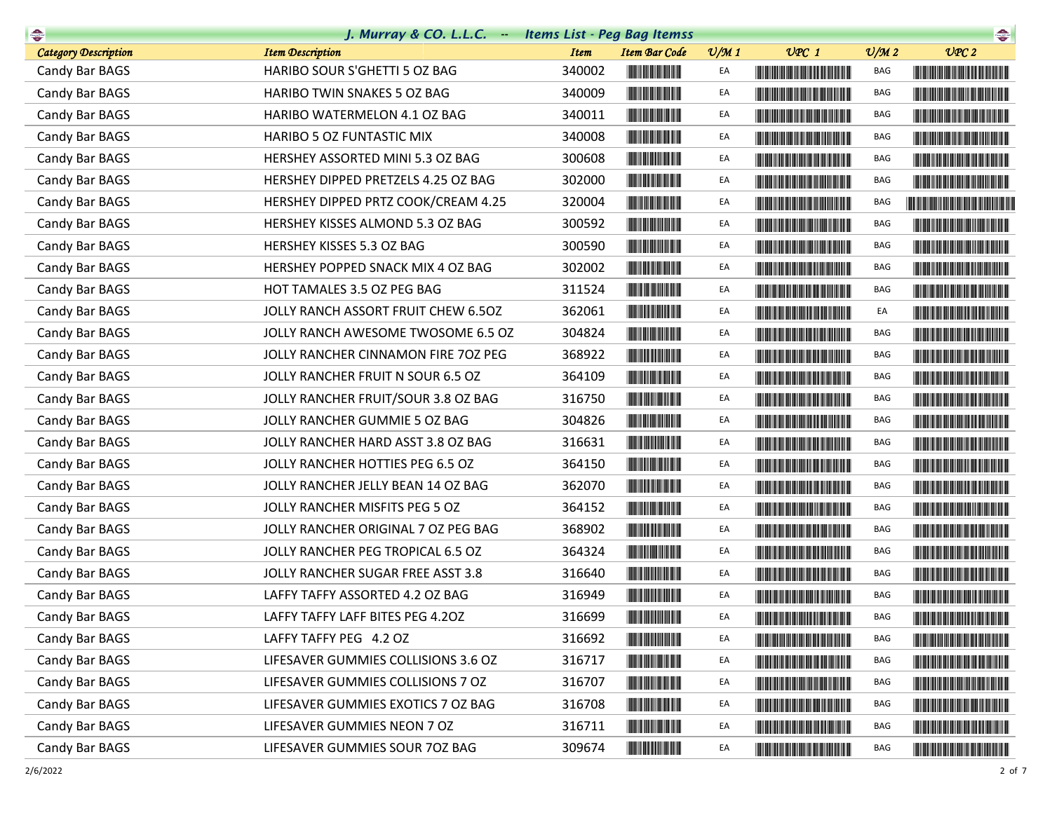## J. Murray & CO. L.L.C. -- Items List - Peg Bag Itemss

| Category Description | Item Description | Item | Item Bar Code | U/M 1 | UPC 1 | U/M 2 | UPC 2 |
|---|---|---|---|---|---|---|---|
| Candy Bar BAGS | HARIBO SOUR S'GHETTI 5 OZ BAG | 340002 | | EA | | BAG | |
| Candy Bar BAGS | HARIBO TWIN SNAKES 5 OZ BAG | 340009 | | EA | | BAG | |
| Candy Bar BAGS | HARIBO WATERMELON 4.1 OZ BAG | 340011 | | EA | | BAG | |
| Candy Bar BAGS | HARIBO 5 OZ FUNTASTIC MIX | 340008 | | EA | | BAG | |
| Candy Bar BAGS | HERSHEY ASSORTED MINI 5.3 OZ BAG | 300608 | | EA | | BAG | |
| Candy Bar BAGS | HERSHEY DIPPED PRETZELS 4.25 OZ BAG | 302000 | | EA | | BAG | |
| Candy Bar BAGS | HERSHEY DIPPED PRTZ COOK/CREAM 4.25 | 320004 | | EA | | BAG | |
| Candy Bar BAGS | HERSHEY KISSES ALMOND 5.3 OZ BAG | 300592 | | EA | | BAG | |
| Candy Bar BAGS | HERSHEY KISSES 5.3 OZ BAG | 300590 | | EA | | BAG | |
| Candy Bar BAGS | HERSHEY POPPED SNACK MIX 4 OZ BAG | 302002 | | EA | | BAG | |
| Candy Bar BAGS | HOT TAMALES 3.5 OZ PEG BAG | 311524 | | EA | | BAG | |
| Candy Bar BAGS | JOLLY RANCH ASSORT FRUIT CHEW 6.5OZ | 362061 | | EA | | EA | |
| Candy Bar BAGS | JOLLY RANCH AWESOME TWOSOME 6.5 OZ | 304824 | | EA | | BAG | |
| Candy Bar BAGS | JOLLY RANCHER CINNAMON FIRE 7OZ PEG | 368922 | | EA | | BAG | |
| Candy Bar BAGS | JOLLY RANCHER FRUIT N SOUR 6.5 OZ | 364109 | | EA | | BAG | |
| Candy Bar BAGS | JOLLY RANCHER FRUIT/SOUR 3.8 OZ BAG | 316750 | | EA | | BAG | |
| Candy Bar BAGS | JOLLY RANCHER GUMMIE 5 OZ BAG | 304826 | | EA | | BAG | |
| Candy Bar BAGS | JOLLY RANCHER HARD ASST 3.8 OZ BAG | 316631 | | EA | | BAG | |
| Candy Bar BAGS | JOLLY RANCHER HOTTIES PEG 6.5 OZ | 364150 | | EA | | BAG | |
| Candy Bar BAGS | JOLLY RANCHER JELLY BEAN 14 OZ BAG | 362070 | | EA | | BAG | |
| Candy Bar BAGS | JOLLY RANCHER MISFITS PEG 5 OZ | 364152 | | EA | | BAG | |
| Candy Bar BAGS | JOLLY RANCHER ORIGINAL 7 OZ PEG BAG | 368902 | | EA | | BAG | |
| Candy Bar BAGS | JOLLY RANCHER PEG TROPICAL 6.5 OZ | 364324 | | EA | | BAG | |
| Candy Bar BAGS | JOLLY RANCHER SUGAR FREE ASST 3.8 | 316640 | | EA | | BAG | |
| Candy Bar BAGS | LAFFY TAFFY ASSORTED 4.2 OZ BAG | 316949 | | EA | | BAG | |
| Candy Bar BAGS | LAFFY TAFFY LAFF BITES PEG 4.2OZ | 316699 | | EA | | BAG | |
| Candy Bar BAGS | LAFFY TAFFY PEG 4.2 OZ | 316692 | | EA | | BAG | |
| Candy Bar BAGS | LIFESAVER GUMMIES COLLISIONS 3.6 OZ | 316717 | | EA | | BAG | |
| Candy Bar BAGS | LIFESAVER GUMMIES COLLISIONS 7 OZ | 316707 | | EA | | BAG | |
| Candy Bar BAGS | LIFESAVER GUMMIES EXOTICS 7 OZ BAG | 316708 | | EA | | BAG | |
| Candy Bar BAGS | LIFESAVER GUMMIES NEON 7 OZ | 316711 | | EA | | BAG | |
| Candy Bar BAGS | LIFESAVER GUMMIES SOUR 7OZ BAG | 309674 | | EA | | BAG | |

2/6/2022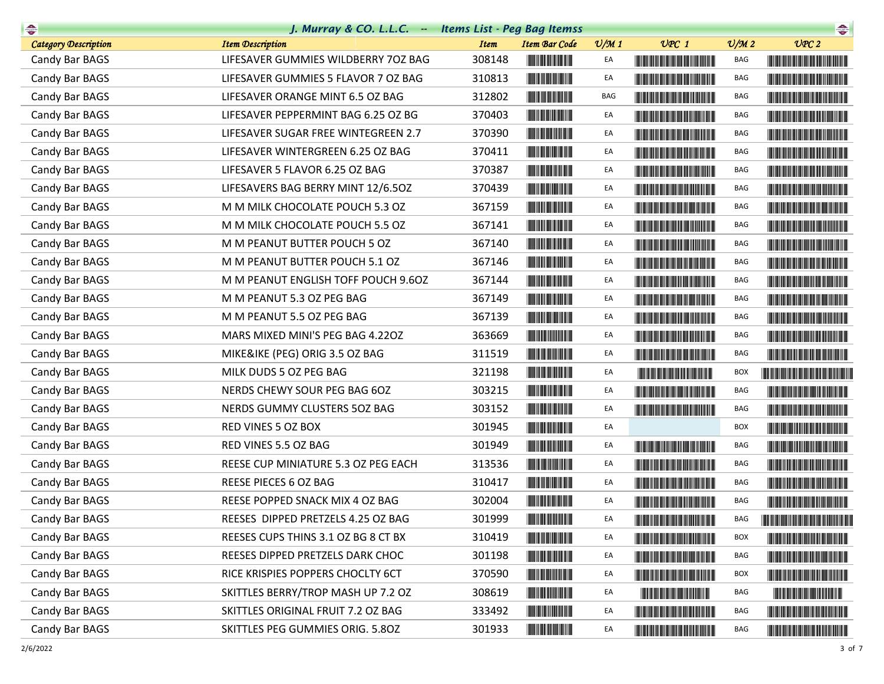## J. Murray & CO. L.L.C. -- Items List - Peg Bag Itemss

| Category Description | Item Description | Item | Item Bar Code | U/M 1 | UPC 1 | U/M 2 | UPC 2 |
|---|---|---|---|---|---|---|---|
| Candy Bar BAGS | LIFESAVER GUMMIES WILDBERRY 7OZ BAG | 308148 | | EA | | BAG | |
| Candy Bar BAGS | LIFESAVER GUMMIES 5 FLAVOR 7 OZ BAG | 310813 | | EA | | BAG | |
| Candy Bar BAGS | LIFESAVER ORANGE MINT 6.5 OZ BAG | 312802 | | BAG | | BAG | |
| Candy Bar BAGS | LIFESAVER PEPPERMINT BAG 6.25 OZ BG | 370403 | | EA | | BAG | |
| Candy Bar BAGS | LIFESAVER SUGAR FREE WINTEGREEN 2.7 | 370390 | | EA | | BAG | |
| Candy Bar BAGS | LIFESAVER WINTERGREEN 6.25 OZ BAG | 370411 | | EA | | BAG | |
| Candy Bar BAGS | LIFESAVER 5 FLAVOR 6.25 OZ BAG | 370387 | | EA | | BAG | |
| Candy Bar BAGS | LIFESAVERS BAG BERRY MINT 12/6.5OZ | 370439 | | EA | | BAG | |
| Candy Bar BAGS | M M MILK CHOCOLATE POUCH 5.3 OZ | 367159 | | EA | | BAG | |
| Candy Bar BAGS | M M MILK CHOCOLATE POUCH 5.5 OZ | 367141 | | EA | | BAG | |
| Candy Bar BAGS | M M PEANUT BUTTER POUCH 5 OZ | 367140 | | EA | | BAG | |
| Candy Bar BAGS | M M PEANUT BUTTER POUCH 5.1 OZ | 367146 | | EA | | BAG | |
| Candy Bar BAGS | M M PEANUT ENGLISH TOFF POUCH 9.6OZ | 367144 | | EA | | BAG | |
| Candy Bar BAGS | M M PEANUT 5.3 OZ PEG BAG | 367149 | | EA | | BAG | |
| Candy Bar BAGS | M M PEANUT 5.5 OZ PEG BAG | 367139 | | EA | | BAG | |
| Candy Bar BAGS | MARS MIXED MINI'S PEG BAG 4.22OZ | 363669 | | EA | | BAG | |
| Candy Bar BAGS | MIKE&IKE (PEG) ORIG 3.5 OZ BAG | 311519 | | EA | | BAG | |
| Candy Bar BAGS | MILK DUDS 5 OZ PEG BAG | 321198 | | EA | | BOX | |
| Candy Bar BAGS | NERDS CHEWY SOUR PEG BAG 6OZ | 303215 | | EA | | BAG | |
| Candy Bar BAGS | NERDS GUMMY CLUSTERS 5OZ BAG | 303152 | | EA | | BAG | |
| Candy Bar BAGS | RED VINES 5 OZ BOX | 301945 | | EA | | BOX | |
| Candy Bar BAGS | RED VINES 5.5 OZ BAG | 301949 | | EA | | BAG | |
| Candy Bar BAGS | REESE CUP MINIATURE 5.3 OZ PEG EACH | 313536 | | EA | | BAG | |
| Candy Bar BAGS | REESE PIECES 6 OZ BAG | 310417 | | EA | | BAG | |
| Candy Bar BAGS | REESE POPPED SNACK MIX 4 OZ BAG | 302004 | | EA | | BAG | |
| Candy Bar BAGS | REESES DIPPED PRETZELS 4.25 OZ BAG | 301999 | | EA | | BAG | |
| Candy Bar BAGS | REESES CUPS THINS 3.1 OZ BG 8 CT BX | 310419 | | EA | | BOX | |
| Candy Bar BAGS | REESES DIPPED PRETZELS DARK CHOC | 301198 | | EA | | BAG | |
| Candy Bar BAGS | RICE KRISPIES POPPERS CHOCLTY 6CT | 370590 | | EA | | BOX | |
| Candy Bar BAGS | SKITTLES BERRY/TROP MASH UP 7.2 OZ | 308619 | | EA | | BAG | |
| Candy Bar BAGS | SKITTLES ORIGINAL FRUIT 7.2 OZ BAG | 333492 | | EA | | BAG | |
| Candy Bar BAGS | SKITTLES PEG GUMMIES ORIG. 5.8OZ | 301933 | | EA | | BAG | |

2/6/2022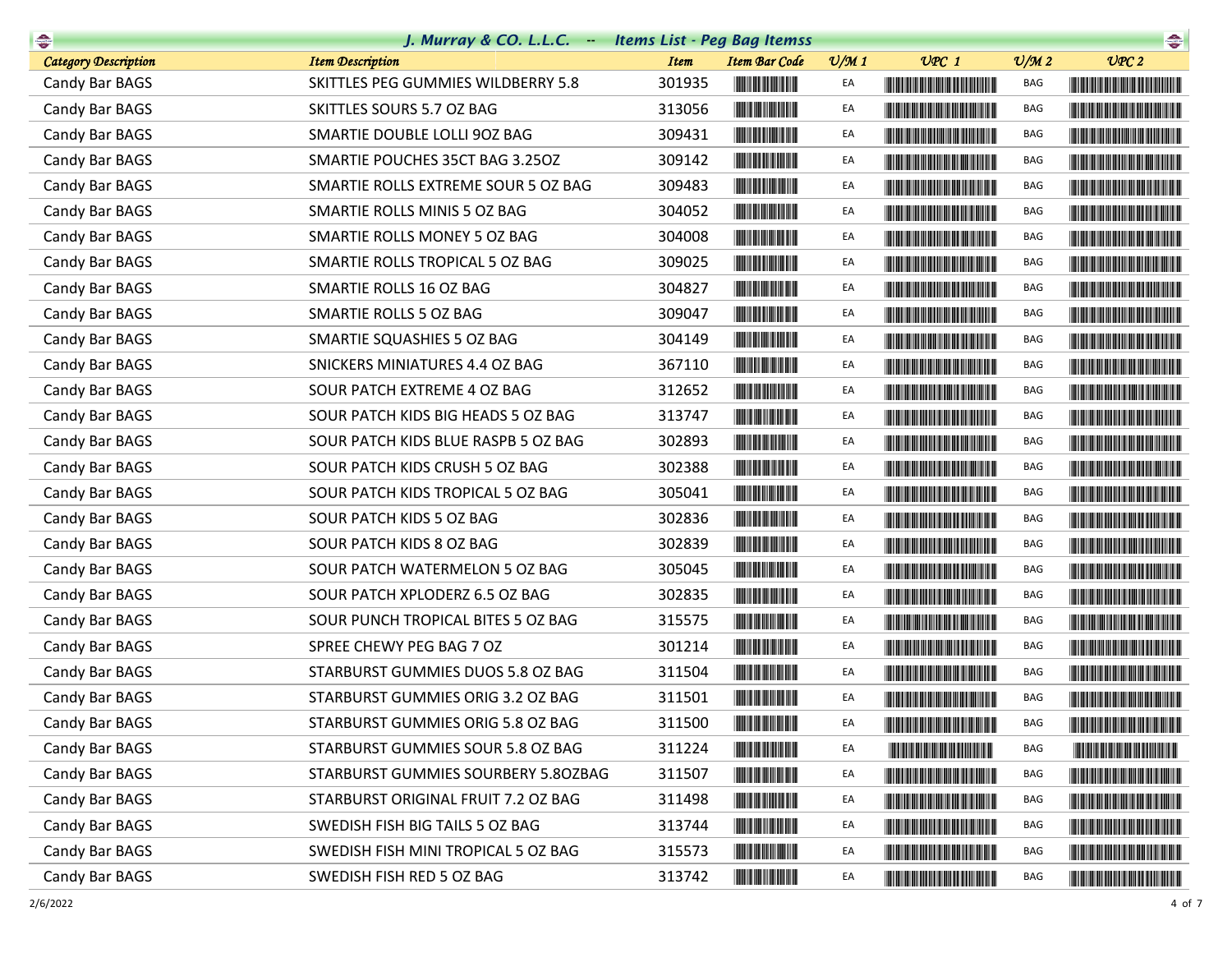# J. Murray & CO. L.L.C. -- Items List - Peg Bag Itemss

| Category Description | Item Description | Item | Item Bar Code | U/M 1 | UPC 1 | U/M 2 | UPC 2 |
|---|---|---|---|---|---|---|---|
| Candy Bar BAGS | SKITTLES PEG GUMMIES WILDBERRY 5.8 | 301935 | | EA | | BAG | |
| Candy Bar BAGS | SKITTLES SOURS 5.7 OZ BAG | 313056 | | EA | | BAG | |
| Candy Bar BAGS | SMARTIE DOUBLE LOLLI 9OZ BAG | 309431 | | EA | | BAG | |
| Candy Bar BAGS | SMARTIE POUCHES 35CT BAG 3.25OZ | 309142 | | EA | | BAG | |
| Candy Bar BAGS | SMARTIE ROLLS EXTREME SOUR 5 OZ BAG | 309483 | | EA | | BAG | |
| Candy Bar BAGS | SMARTIE ROLLS MINIS 5 OZ BAG | 304052 | | EA | | BAG | |
| Candy Bar BAGS | SMARTIE ROLLS MONEY 5 OZ BAG | 304008 | | EA | | BAG | |
| Candy Bar BAGS | SMARTIE ROLLS TROPICAL 5 OZ BAG | 309025 | | EA | | BAG | |
| Candy Bar BAGS | SMARTIE ROLLS 16 OZ BAG | 304827 | | EA | | BAG | |
| Candy Bar BAGS | SMARTIE ROLLS 5 OZ BAG | 309047 | | EA | | BAG | |
| Candy Bar BAGS | SMARTIE SQUASHIES 5 OZ BAG | 304149 | | EA | | BAG | |
| Candy Bar BAGS | SNICKERS MINIATURES 4.4 OZ BAG | 367110 | | EA | | BAG | |
| Candy Bar BAGS | SOUR PATCH EXTREME 4 OZ BAG | 312652 | | EA | | BAG | |
| Candy Bar BAGS | SOUR PATCH KIDS BIG HEADS 5 OZ BAG | 313747 | | EA | | BAG | |
| Candy Bar BAGS | SOUR PATCH KIDS BLUE RASPB 5 OZ BAG | 302893 | | EA | | BAG | |
| Candy Bar BAGS | SOUR PATCH KIDS CRUSH 5 OZ BAG | 302388 | | EA | | BAG | |
| Candy Bar BAGS | SOUR PATCH KIDS TROPICAL 5 OZ BAG | 305041 | | EA | | BAG | |
| Candy Bar BAGS | SOUR PATCH KIDS 5 OZ BAG | 302836 | | EA | | BAG | |
| Candy Bar BAGS | SOUR PATCH KIDS 8 OZ BAG | 302839 | | EA | | BAG | |
| Candy Bar BAGS | SOUR PATCH WATERMELON 5 OZ BAG | 305045 | | EA | | BAG | |
| Candy Bar BAGS | SOUR PATCH XPLODERZ 6.5 OZ BAG | 302835 | | EA | | BAG | |
| Candy Bar BAGS | SOUR PUNCH TROPICAL BITES 5 OZ BAG | 315575 | | EA | | BAG | |
| Candy Bar BAGS | SPREE CHEWY PEG BAG 7 OZ | 301214 | | EA | | BAG | |
| Candy Bar BAGS | STARBURST GUMMIES DUOS 5.8 OZ BAG | 311504 | | EA | | BAG | |
| Candy Bar BAGS | STARBURST GUMMIES ORIG 3.2 OZ BAG | 311501 | | EA | | BAG | |
| Candy Bar BAGS | STARBURST GUMMIES ORIG 5.8 OZ BAG | 311500 | | EA | | BAG | |
| Candy Bar BAGS | STARBURST GUMMIES SOUR 5.8 OZ BAG | 311224 | | EA | | BAG | |
| Candy Bar BAGS | STARBURST GUMMIES SOURBERY 5.8OZBAG | 311507 | | EA | | BAG | |
| Candy Bar BAGS | STARBURST ORIGINAL FRUIT 7.2 OZ BAG | 311498 | | EA | | BAG | |
| Candy Bar BAGS | SWEDISH FISH BIG TAILS 5 OZ BAG | 313744 | | EA | | BAG | |
| Candy Bar BAGS | SWEDISH FISH MINI TROPICAL 5 OZ BAG | 315573 | | EA | | BAG | |
| Candy Bar BAGS | SWEDISH FISH RED 5 OZ BAG | 313742 | | EA | | BAG | |

2/6/2022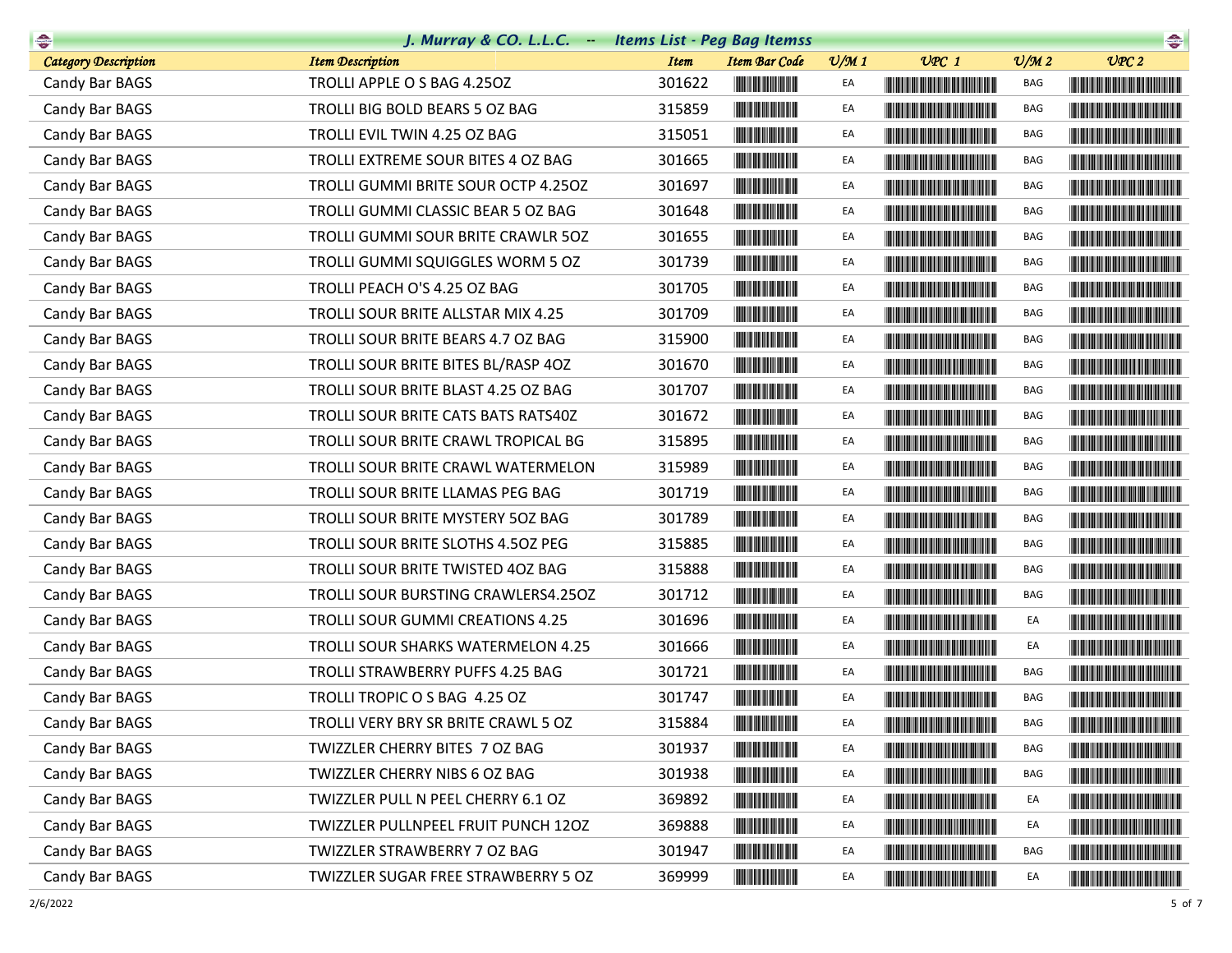# J. Murray & CO. L.L.C. -- Items List - Peg Bag Itemss

| Category Description | Item Description | Item | Item Bar Code | U/M 1 | UPC 1 | U/M 2 | UPC 2 |
|---|---|---|---|---|---|---|---|
| Candy Bar BAGS | TROLLI APPLE O S BAG 4.25OZ | 301622 | | EA | | BAG | |
| Candy Bar BAGS | TROLLI BIG BOLD BEARS 5 OZ BAG | 315859 | | EA | | BAG | |
| Candy Bar BAGS | TROLLI EVIL TWIN 4.25 OZ BAG | 315051 | | EA | | BAG | |
| Candy Bar BAGS | TROLLI EXTREME SOUR BITES 4 OZ BAG | 301665 | | EA | | BAG | |
| Candy Bar BAGS | TROLLI GUMMI BRITE SOUR OCTP 4.25OZ | 301697 | | EA | | BAG | |
| Candy Bar BAGS | TROLLI GUMMI CLASSIC BEAR 5 OZ BAG | 301648 | | EA | | BAG | |
| Candy Bar BAGS | TROLLI GUMMI SOUR BRITE CRAWLR 5OZ | 301655 | | EA | | BAG | |
| Candy Bar BAGS | TROLLI GUMMI SQUIGGLES WORM 5 OZ | 301739 | | EA | | BAG | |
| Candy Bar BAGS | TROLLI PEACH O'S 4.25 OZ BAG | 301705 | | EA | | BAG | |
| Candy Bar BAGS | TROLLI SOUR BRITE ALLSTAR MIX 4.25 | 301709 | | EA | | BAG | |
| Candy Bar BAGS | TROLLI SOUR BRITE BEARS 4.7 OZ BAG | 315900 | | EA | | BAG | |
| Candy Bar BAGS | TROLLI SOUR BRITE BITES BL/RASP 4OZ | 301670 | | EA | | BAG | |
| Candy Bar BAGS | TROLLI SOUR BRITE BLAST 4.25 OZ BAG | 301707 | | EA | | BAG | |
| Candy Bar BAGS | TROLLI SOUR BRITE CATS BATS RATS4OZ | 301672 | | EA | | BAG | |
| Candy Bar BAGS | TROLLI SOUR BRITE CRAWL TROPICAL BG | 315895 | | EA | | BAG | |
| Candy Bar BAGS | TROLLI SOUR BRITE CRAWL WATERMELON | 315989 | | EA | | BAG | |
| Candy Bar BAGS | TROLLI SOUR BRITE LLAMAS PEG BAG | 301719 | | EA | | BAG | |
| Candy Bar BAGS | TROLLI SOUR BRITE MYSTERY 5OZ BAG | 301789 | | EA | | BAG | |
| Candy Bar BAGS | TROLLI SOUR BRITE SLOTHS 4.5OZ PEG | 315885 | | EA | | BAG | |
| Candy Bar BAGS | TROLLI SOUR BRITE TWISTED 4OZ BAG | 315888 | | EA | | BAG | |
| Candy Bar BAGS | TROLLI SOUR BURSTING CRAWLERS4.25OZ | 301712 | | EA | | BAG | |
| Candy Bar BAGS | TROLLI SOUR GUMMI CREATIONS 4.25 | 301696 | | EA | | EA | |
| Candy Bar BAGS | TROLLI SOUR SHARKS WATERMELON 4.25 | 301666 | | EA | | EA | |
| Candy Bar BAGS | TROLLI STRAWBERRY PUFFS 4.25 BAG | 301721 | | EA | | BAG | |
| Candy Bar BAGS | TROLLI TROPIC O S BAG 4.25 OZ | 301747 | | EA | | BAG | |
| Candy Bar BAGS | TROLLI VERY BRY SR BRITE CRAWL 5 OZ | 315884 | | EA | | BAG | |
| Candy Bar BAGS | TWIZZLER CHERRY BITES 7 OZ BAG | 301937 | | EA | | BAG | |
| Candy Bar BAGS | TWIZZLER CHERRY NIBS 6 OZ BAG | 301938 | | EA | | BAG | |
| Candy Bar BAGS | TWIZZLER PULL N PEEL CHERRY 6.1 OZ | 369892 | | EA | | EA | |
| Candy Bar BAGS | TWIZZLER PULLNPEEL FRUIT PUNCH 12OZ | 369888 | | EA | | EA | |
| Candy Bar BAGS | TWIZZLER STRAWBERRY 7 OZ BAG | 301947 | | EA | | BAG | |
| Candy Bar BAGS | TWIZZLER SUGAR FREE STRAWBERRY 5 OZ | 369999 | | EA | | EA | |

2/6/2022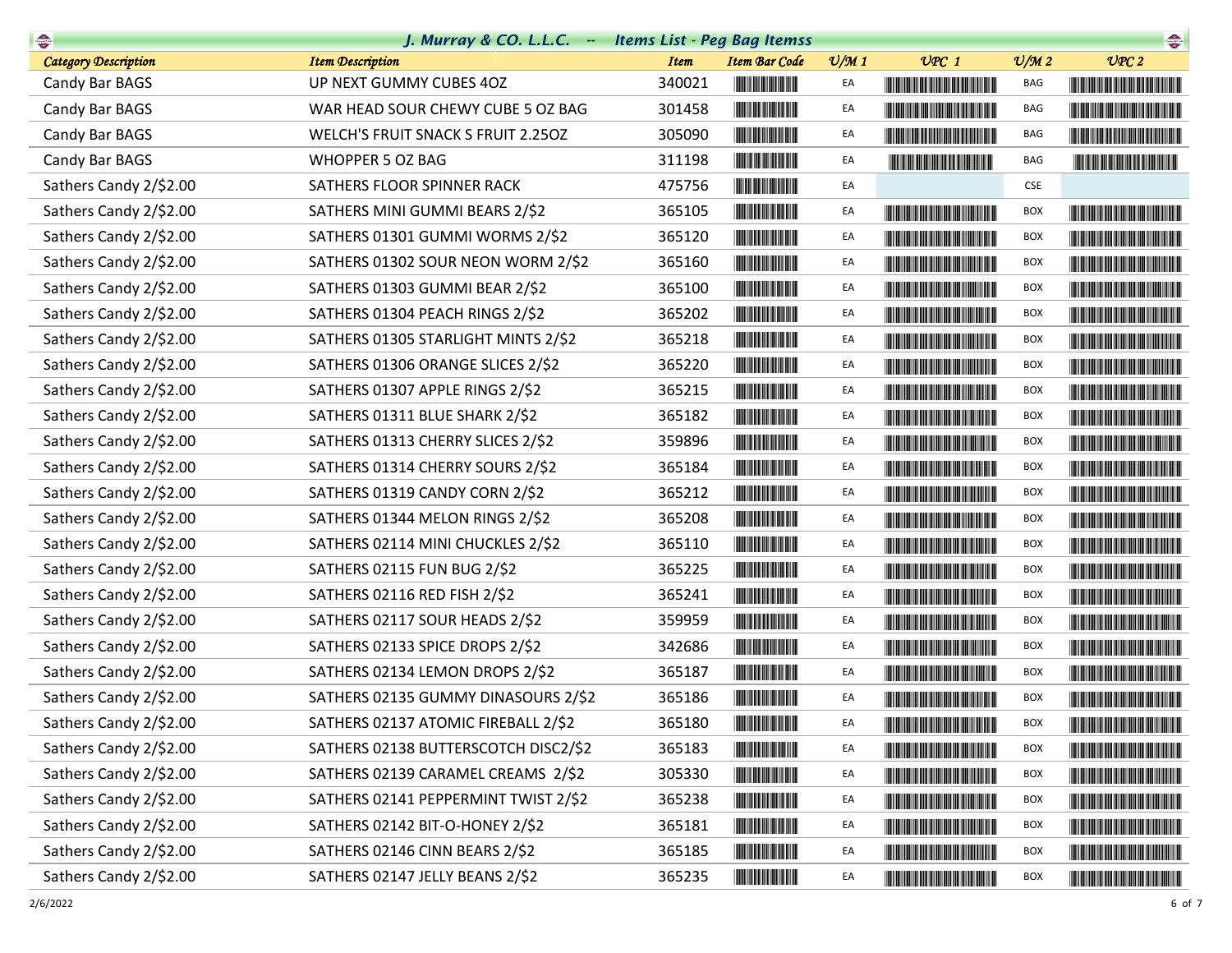## J. Murray & CO. L.L.C. -- Items List - Peg Bag Itemss

| Category Description | Item Description | Item | Item Bar Code | U/M 1 | UPC 1 | U/M 2 | UPC 2 |
|---|---|---|---|---|---|---|---|
| Candy Bar BAGS | UP NEXT GUMMY CUBES 4OZ | 340021 | | EA | | BAG | |
| Candy Bar BAGS | WAR HEAD SOUR CHEWY CUBE 5 OZ BAG | 301458 | | EA | | BAG | |
| Candy Bar BAGS | WELCH'S FRUIT SNACK S FRUIT 2.25OZ | 305090 | | EA | | BAG | |
| Candy Bar BAGS | WHOPPER 5 OZ BAG | 311198 | | EA | | BAG | |
| Sathers Candy 2/$2.00 | SATHERS FLOOR SPINNER RACK | 475756 | | EA | | CSE | |
| Sathers Candy 2/$2.00 | SATHERS MINI GUMMI BEARS 2/$2 | 365105 | | EA | | BOX | |
| Sathers Candy 2/$2.00 | SATHERS 01301 GUMMI WORMS 2/$2 | 365120 | | EA | | BOX | |
| Sathers Candy 2/$2.00 | SATHERS 01302 SOUR NEON WORM 2/$2 | 365160 | | EA | | BOX | |
| Sathers Candy 2/$2.00 | SATHERS 01303 GUMMI BEAR 2/$2 | 365100 | | EA | | BOX | |
| Sathers Candy 2/$2.00 | SATHERS 01304 PEACH RINGS 2/$2 | 365202 | | EA | | BOX | |
| Sathers Candy 2/$2.00 | SATHERS 01305 STARLIGHT MINTS 2/$2 | 365218 | | EA | | BOX | |
| Sathers Candy 2/$2.00 | SATHERS 01306 ORANGE SLICES 2/$2 | 365220 | | EA | | BOX | |
| Sathers Candy 2/$2.00 | SATHERS 01307 APPLE RINGS 2/$2 | 365215 | | EA | | BOX | |
| Sathers Candy 2/$2.00 | SATHERS 01311 BLUE SHARK 2/$2 | 365182 | | EA | | BOX | |
| Sathers Candy 2/$2.00 | SATHERS 01313 CHERRY SLICES 2/$2 | 359896 | | EA | | BOX | |
| Sathers Candy 2/$2.00 | SATHERS 01314 CHERRY SOURS 2/$2 | 365184 | | EA | | BOX | |
| Sathers Candy 2/$2.00 | SATHERS 01319 CANDY CORN 2/$2 | 365212 | | EA | | BOX | |
| Sathers Candy 2/$2.00 | SATHERS 01344 MELON RINGS 2/$2 | 365208 | | EA | | BOX | |
| Sathers Candy 2/$2.00 | SATHERS 02114 MINI CHUCKLES 2/$2 | 365110 | | EA | | BOX | |
| Sathers Candy 2/$2.00 | SATHERS 02115 FUN BUG 2/$2 | 365225 | | EA | | BOX | |
| Sathers Candy 2/$2.00 | SATHERS 02116 RED FISH 2/$2 | 365241 | | EA | | BOX | |
| Sathers Candy 2/$2.00 | SATHERS 02117 SOUR HEADS 2/$2 | 359959 | | EA | | BOX | |
| Sathers Candy 2/$2.00 | SATHERS 02133 SPICE DROPS 2/$2 | 342686 | | EA | | BOX | |
| Sathers Candy 2/$2.00 | SATHERS 02134 LEMON DROPS 2/$2 | 365187 | | EA | | BOX | |
| Sathers Candy 2/$2.00 | SATHERS 02135 GUMMY DINASOURS 2/$2 | 365186 | | EA | | BOX | |
| Sathers Candy 2/$2.00 | SATHERS 02137 ATOMIC FIREBALL 2/$2 | 365180 | | EA | | BOX | |
| Sathers Candy 2/$2.00 | SATHERS 02138 BUTTERSCOTCH DISC2/$2 | 365183 | | EA | | BOX | |
| Sathers Candy 2/$2.00 | SATHERS 02139 CARAMEL CREAMS 2/$2 | 305330 | | EA | | BOX | |
| Sathers Candy 2/$2.00 | SATHERS 02141 PEPPERMINT TWIST 2/$2 | 365238 | | EA | | BOX | |
| Sathers Candy 2/$2.00 | SATHERS 02142 BIT-O-HONEY 2/$2 | 365181 | | EA | | BOX | |
| Sathers Candy 2/$2.00 | SATHERS 02146 CINN BEARS 2/$2 | 365185 | | EA | | BOX | |
| Sathers Candy 2/$2.00 | SATHERS 02147 JELLY BEANS 2/$2 | 365235 | | EA | | BOX | |

2/6/2022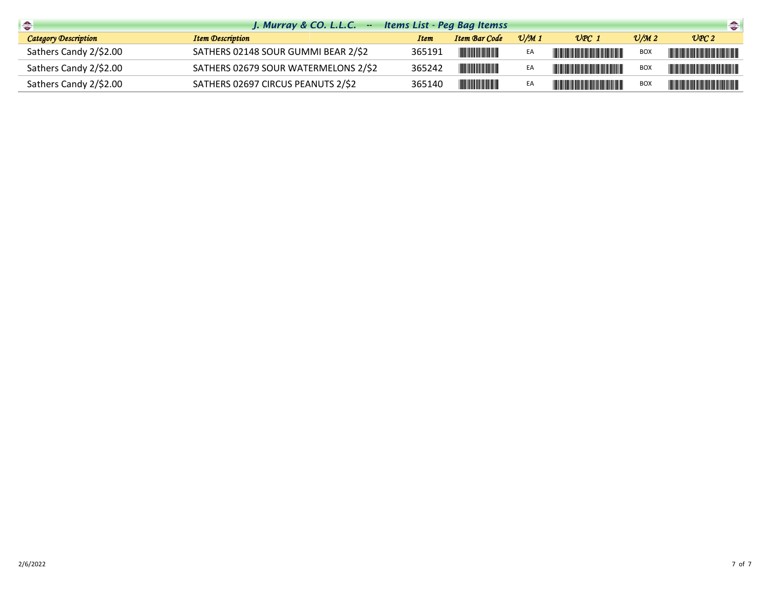## J. Murray & CO. L.L.C. -- Items List - Peg Bag Itemss

| Category Description | Item Description | Item | Item Bar Code | U/M 1 | UPC 1 | U/M 2 | UPC 2 |
|---|---|---|---|---|---|---|---|
| Sathers Candy 2/$2.00 | SATHERS 02148 SOUR GUMMI BEAR 2/$2 | 365191 | | EA | | BOX | |
| Sathers Candy 2/$2.00 | SATHERS 02679 SOUR WATERMELONS 2/$2 | 365242 | | EA | | BOX | |
| Sathers Candy 2/$2.00 | SATHERS 02697 CIRCUS PEANUTS 2/$2 | 365140 | | EA | | BOX | |

2/6/2022